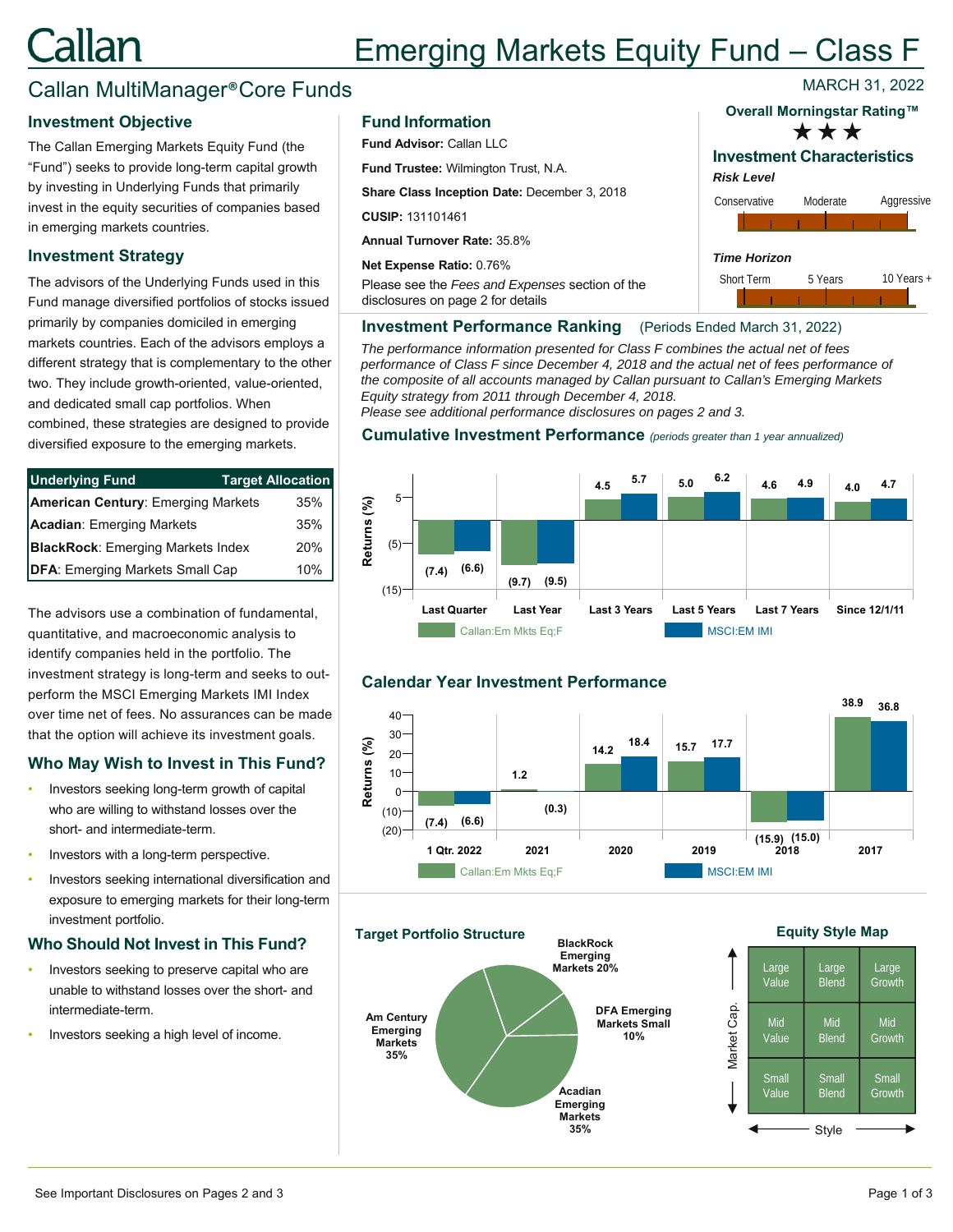# Callan

# Emerging Markets Equity Fund – Class F

## Callan MultiManager® Core Funds

MARCH 31, 2022

## Investment Objective

The Callan Emerging Markets Equity Fund (the "Fund") seeks to provide long-term capital growth by investing in Underlying Funds that primarily invest in the equity securities of companies based in emerging markets countries.

## Investment Strategy

The advisors of the Underlying Funds used in this Fund manage diversified portfolios of stocks issued primarily by companies domiciled in emerging markets countries. Each of the advisors employs a different strategy that is complementary to the other two. They include growth-oriented, value-oriented, and dedicated small cap portfolios. When combined, these strategies are designed to provide diversified exposure to the emerging markets.

| Underlying Fund | Target Allocation |
|---|---|
| **American Century**: Emerging Markets | 35% |
| **Acadian**: Emerging Markets | 35% |
| **BlackRock**: Emerging Markets Index | 20% |
| **DFA**: Emerging Markets Small Cap | 10% |

The advisors use a combination of fundamental, quantitative, and macroeconomic analysis to identify companies held in the portfolio. The investment strategy is long-term and seeks to out-perform the MSCI Emerging Markets IMI Index over time net of fees. No assurances can be made that the option will achieve its investment goals.

## Who May Wish to Invest in This Fund?

- Investors seeking long-term growth of capital who are willing to withstand losses over the short- and intermediate-term.
- Investors with a long-term perspective.
- Investors seeking international diversification and exposure to emerging markets for their long-term investment portfolio.

## Who Should Not Invest in This Fund?

- Investors seeking to preserve capital who are unable to withstand losses over the short- and intermediate-term.
- Investors seeking a high level of income.

## Fund Information

**Fund Advisor:** Callan LLC

**Fund Trustee:** Wilmington Trust, N.A.

**Share Class Inception Date:** December 3, 2018

**CUSIP:** 131101461

**Annual Turnover Rate:** 35.8%

**Net Expense Ratio:** 0.76%

Please see the *Fees and Expenses* section of the disclosures on page 2 for details

**Overall Morningstar Rating™** ★★★

## Investment Characteristics

***Risk Level***

Conservative — Moderate — Aggressive

***Time Horizon***

Short Term — 5 Years — 10 Years +

## Investment Performance Ranking (Periods Ended March 31, 2022)

*The performance information presented for Class F combines the actual net of fees performance of Class F since December 4, 2018 and the actual net of fees performance of the composite of all accounts managed by Callan pursuant to Callan's Emerging Markets Equity strategy from 2011 through December 4, 2018.*
*Please see additional performance disclosures on pages 2 and 3.*

### Cumulative Investment Performance *(periods greater than 1 year annualized)*

| Returns (%) | Last Quarter | Last Year | Last 3 Years | Last 5 Years | Last 7 Years | Since 12/1/11 |
|---|---|---|---|---|---|---|
| Callan:Em Mkts Eq;F | (7.4) | (9.7) | 4.5 | 5.0 | 4.6 | 4.0 |
| MSCI:EM IMI | (6.6) | (9.5) | 5.7 | 6.2 | 4.9 | 4.7 |

### Calendar Year Investment Performance

| Returns (%) | 1 Qtr. 2022 | 2021 | 2020 | 2019 | 2018 | 2017 |
|---|---|---|---|---|---|---|
| Callan:Em Mkts Eq;F | (7.4) | 1.2 | 14.2 | 15.7 | (15.9) | 38.9 |
| MSCI:EM IMI | (6.6) | (0.3) | 18.4 | 17.7 | (15.0) | 36.8 |

### Target Portfolio Structure

- Am Century Emerging Markets 35%
- Acadian Emerging Markets 35%
- BlackRock Emerging Markets 20%
- DFA Emerging Markets Small 10%

### Equity Style Map

| Market Cap. | Value | Blend | Growth |
|---|---|---|---|
| Large | Large Value | Large Blend | Large Growth |
| Mid | Mid Value | Mid Blend | Mid Growth |
| Small | Small Value | Small Blend | Small Growth |

See Important Disclosures on Pages 2 and 3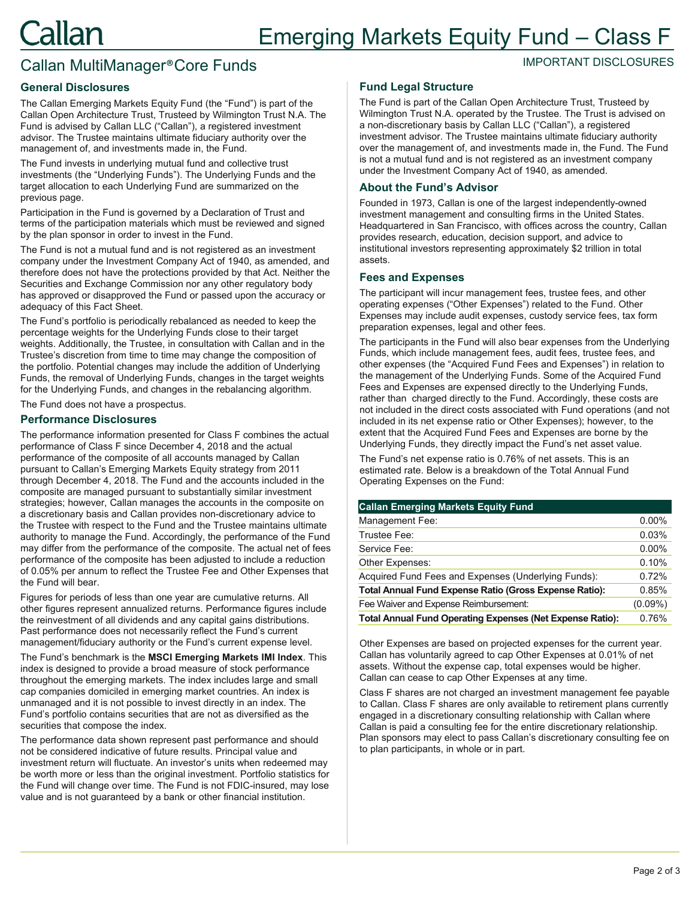# Emerging Markets Equity Fund – Class F

## Callan MultiManager® Core Funds

IMPORTANT DISCLOSURES

### General Disclosures

The Callan Emerging Markets Equity Fund (the "Fund") is part of the Callan Open Architecture Trust, Trusteed by Wilmington Trust N.A. The Fund is advised by Callan LLC ("Callan"), a registered investment advisor. The Trustee maintains ultimate fiduciary authority over the management of, and investments made in, the Fund.

The Fund invests in underlying mutual fund and collective trust investments (the "Underlying Funds"). The Underlying Funds and the target allocation to each Underlying Fund are summarized on the previous page.

Participation in the Fund is governed by a Declaration of Trust and terms of the participation materials which must be reviewed and signed by the plan sponsor in order to invest in the Fund.

The Fund is not a mutual fund and is not registered as an investment company under the Investment Company Act of 1940, as amended, and therefore does not have the protections provided by that Act. Neither the Securities and Exchange Commission nor any other regulatory body has approved or disapproved the Fund or passed upon the accuracy or adequacy of this Fact Sheet.

The Fund's portfolio is periodically rebalanced as needed to keep the percentage weights for the Underlying Funds close to their target weights. Additionally, the Trustee, in consultation with Callan and in the Trustee's discretion from time to time may change the composition of the portfolio. Potential changes may include the addition of Underlying Funds, the removal of Underlying Funds, changes in the target weights for the Underlying Funds, and changes in the rebalancing algorithm.

The Fund does not have a prospectus.

### Performance Disclosures

The performance information presented for Class F combines the actual performance of Class F since December 4, 2018 and the actual performance of the composite of all accounts managed by Callan pursuant to Callan's Emerging Markets Equity strategy from 2011 through December 4, 2018. The Fund and the accounts included in the composite are managed pursuant to substantially similar investment strategies; however, Callan manages the accounts in the composite on a discretionary basis and Callan provides non-discretionary advice to the Trustee with respect to the Fund and the Trustee maintains ultimate authority to manage the Fund. Accordingly, the performance of the Fund may differ from the performance of the composite. The actual net of fees performance of the composite has been adjusted to include a reduction of 0.05% per annum to reflect the Trustee Fee and Other Expenses that the Fund will bear.

Figures for periods of less than one year are cumulative returns. All other figures represent annualized returns. Performance figures include the reinvestment of all dividends and any capital gains distributions. Past performance does not necessarily reflect the Fund's current management/fiduciary authority or the Fund's current expense level.

The Fund's benchmark is the **MSCI Emerging Markets IMI Index**. This index is designed to provide a broad measure of stock performance throughout the emerging markets. The index includes large and small cap companies domiciled in emerging market countries. An index is unmanaged and it is not possible to invest directly in an index. The Fund's portfolio contains securities that are not as diversified as the securities that compose the index.

The performance data shown represent past performance and should not be considered indicative of future results. Principal value and investment return will fluctuate. An investor's units when redeemed may be worth more or less than the original investment. Portfolio statistics for the Fund will change over time. The Fund is not FDIC-insured, may lose value and is not guaranteed by a bank or other financial institution.

### Fund Legal Structure

The Fund is part of the Callan Open Architecture Trust, Trusteed by Wilmington Trust N.A. operated by the Trustee. The Trust is advised on a non-discretionary basis by Callan LLC ("Callan"), a registered investment advisor. The Trustee maintains ultimate fiduciary authority over the management of, and investments made in, the Fund. The Fund is not a mutual fund and is not registered as an investment company under the Investment Company Act of 1940, as amended.

### About the Fund's Advisor

Founded in 1973, Callan is one of the largest independently-owned investment management and consulting firms in the United States. Headquartered in San Francisco, with offices across the country, Callan provides research, education, decision support, and advice to institutional investors representing approximately $2 trillion in total assets.

### Fees and Expenses

The participant will incur management fees, trustee fees, and other operating expenses ("Other Expenses") related to the Fund. Other Expenses may include audit expenses, custody service fees, tax form preparation expenses, legal and other fees.

The participants in the Fund will also bear expenses from the Underlying Funds, which include management fees, audit fees, trustee fees, and other expenses (the "Acquired Fund Fees and Expenses") in relation to the management of the Underlying Funds. Some of the Acquired Fund Fees and Expenses are expensed directly to the Underlying Funds, rather than charged directly to the Fund. Accordingly, these costs are not included in the direct costs associated with Fund operations (and not included in its net expense ratio or Other Expenses); however, to the extent that the Acquired Fund Fees and Expenses are borne by the Underlying Funds, they directly impact the Fund's net asset value.

The Fund's net expense ratio is 0.76% of net assets. This is an estimated rate. Below is a breakdown of the Total Annual Fund Operating Expenses on the Fund:

| Callan Emerging Markets Equity Fund | |
|---|---|
| Management Fee: | 0.00% |
| Trustee Fee: | 0.03% |
| Service Fee: | 0.00% |
| Other Expenses: | 0.10% |
| Acquired Fund Fees and Expenses (Underlying Funds): | 0.72% |
| **Total Annual Fund Expense Ratio (Gross Expense Ratio):** | 0.85% |
| Fee Waiver and Expense Reimbursement: | (0.09%) |
| **Total Annual Fund Operating Expenses (Net Expense Ratio):** | 0.76% |

Other Expenses are based on projected expenses for the current year. Callan has voluntarily agreed to cap Other Expenses at 0.01% of net assets. Without the expense cap, total expenses would be higher. Callan can cease to cap Other Expenses at any time.

Class F shares are not charged an investment management fee payable to Callan. Class F shares are only available to retirement plans currently engaged in a discretionary consulting relationship with Callan where Callan is paid a consulting fee for the entire discretionary relationship. Plan sponsors may elect to pass Callan's discretionary consulting fee on to plan participants, in whole or in part.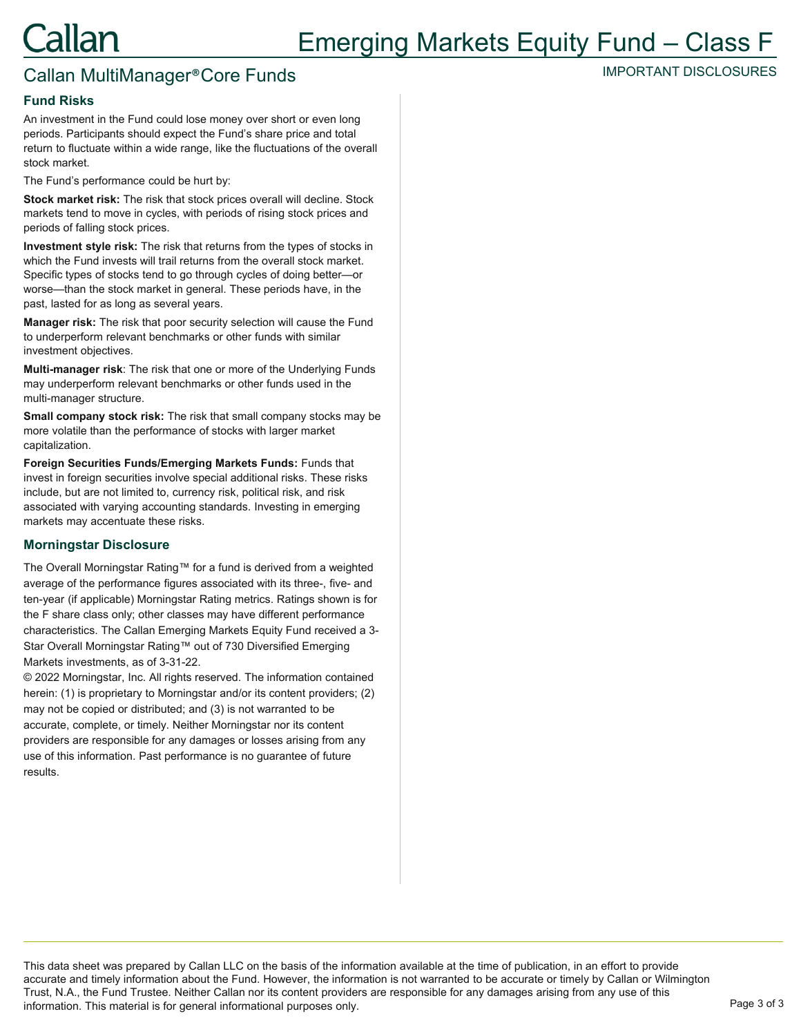# Emerging Markets Equity Fund – Class F

## Callan MultiManager® Core Funds

IMPORTANT DISCLOSURES

### Fund Risks

An investment in the Fund could lose money over short or even long periods. Participants should expect the Fund's share price and total return to fluctuate within a wide range, like the fluctuations of the overall stock market.

The Fund's performance could be hurt by:

**Stock market risk:** The risk that stock prices overall will decline. Stock markets tend to move in cycles, with periods of rising stock prices and periods of falling stock prices.

**Investment style risk:** The risk that returns from the types of stocks in which the Fund invests will trail returns from the overall stock market. Specific types of stocks tend to go through cycles of doing better—or worse—than the stock market in general. These periods have, in the past, lasted for as long as several years.

**Manager risk:** The risk that poor security selection will cause the Fund to underperform relevant benchmarks or other funds with similar investment objectives.

**Multi-manager risk**: The risk that one or more of the Underlying Funds may underperform relevant benchmarks or other funds used in the multi-manager structure.

**Small company stock risk:** The risk that small company stocks may be more volatile than the performance of stocks with larger market capitalization.

**Foreign Securities Funds/Emerging Markets Funds:** Funds that invest in foreign securities involve special additional risks. These risks include, but are not limited to, currency risk, political risk, and risk associated with varying accounting standards. Investing in emerging markets may accentuate these risks.

### Morningstar Disclosure

The Overall Morningstar Rating™ for a fund is derived from a weighted average of the performance figures associated with its three-, five- and ten-year (if applicable) Morningstar Rating metrics. Ratings shown is for the F share class only; other classes may have different performance characteristics. The Callan Emerging Markets Equity Fund received a 3-Star Overall Morningstar Rating™ out of 730 Diversified Emerging Markets investments, as of 3-31-22.

© 2022 Morningstar, Inc. All rights reserved. The information contained herein: (1) is proprietary to Morningstar and/or its content providers; (2) may not be copied or distributed; and (3) is not warranted to be accurate, complete, or timely. Neither Morningstar nor its content providers are responsible for any damages or losses arising from any use of this information. Past performance is no guarantee of future results.

This data sheet was prepared by Callan LLC on the basis of the information available at the time of publication, in an effort to provide accurate and timely information about the Fund. However, the information is not warranted to be accurate or timely by Callan or Wilmington Trust, N.A., the Fund Trustee. Neither Callan nor its content providers are responsible for any damages arising from any use of this information. This material is for general informational purposes only.